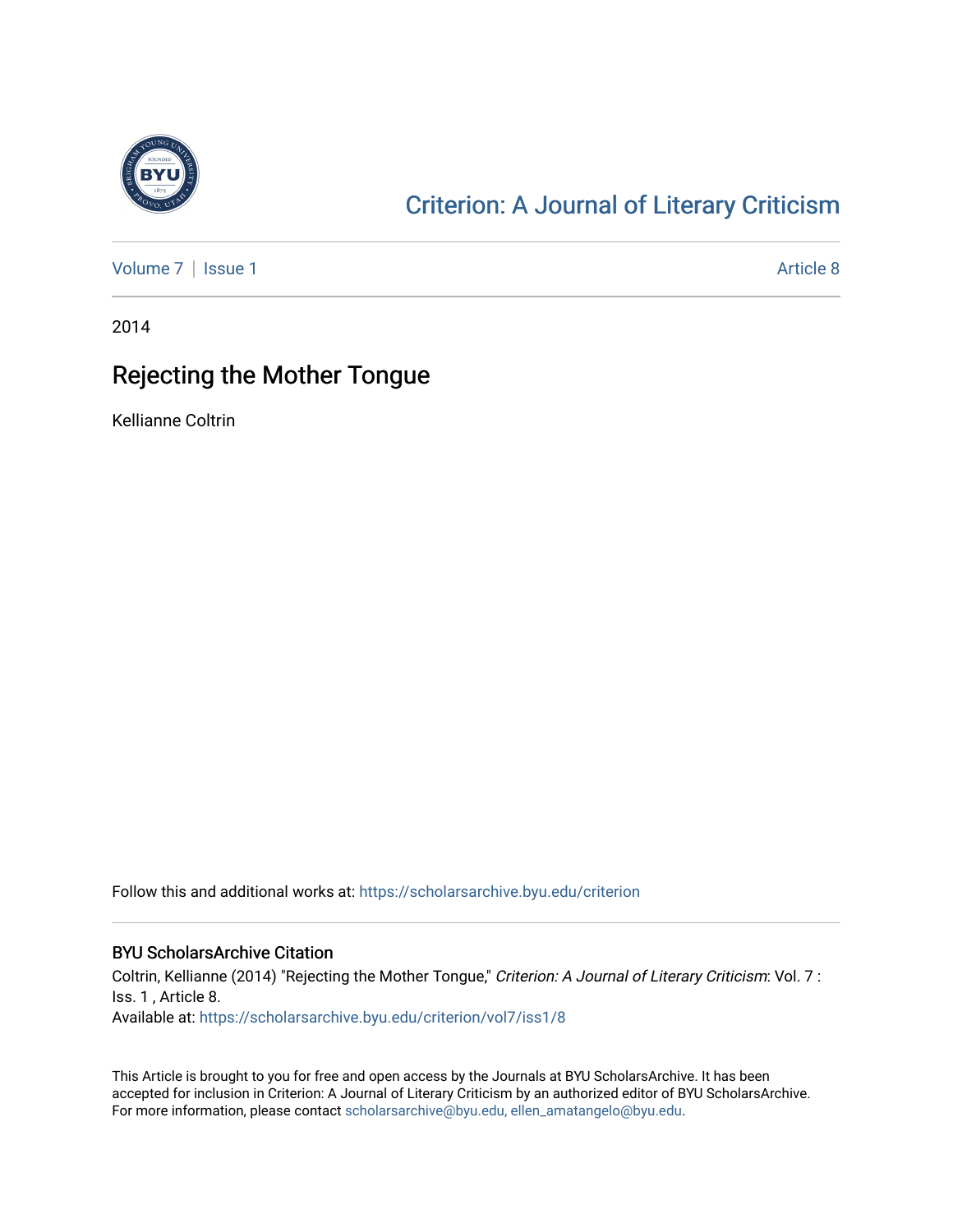# Criterion: A Journal of Literary Criticism

Volume 7 | Issue 1 — Article 8

2014

## Rejecting the Mother Tongue

Kellianne Coltrin

Follow this and additional works at: https://scholarsarchive.byu.edu/criterion

### BYU ScholarsArchive Citation

Coltrin, Kellianne (2014) "Rejecting the Mother Tongue," *Criterion: A Journal of Literary Criticism*: Vol. 7 : Iss. 1 , Article 8.
Available at: https://scholarsarchive.byu.edu/criterion/vol7/iss1/8

This Article is brought to you for free and open access by the Journals at BYU ScholarsArchive. It has been accepted for inclusion in Criterion: A Journal of Literary Criticism by an authorized editor of BYU ScholarsArchive. For more information, please contact scholarsarchive@byu.edu, ellen_amatangelo@byu.edu.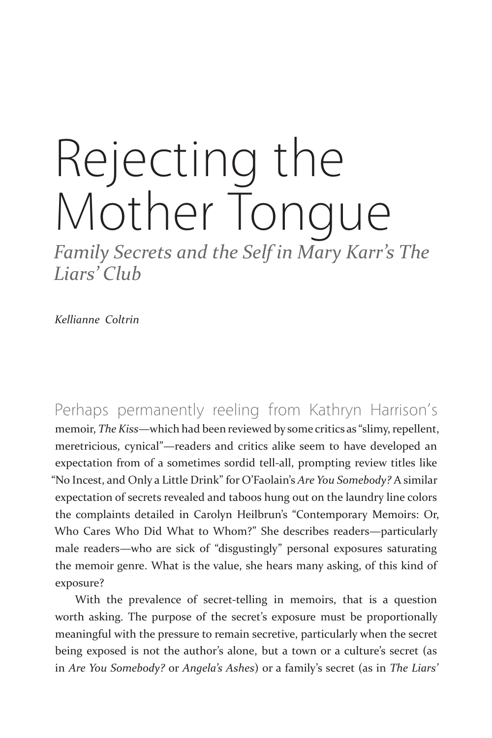# Rejecting the Mother Tongue

## *Family Secrets and the Self in Mary Karr's The Liars' Club*

*Kellianne Coltrin*

Perhaps permanently reeling from Kathryn Harrison's memoir, *The Kiss*—which had been reviewed by some critics as "slimy, repellent, meretricious, cynical"—readers and critics alike seem to have developed an expectation from of a sometimes sordid tell-all, prompting review titles like "No Incest, and Only a Little Drink" for O'Faolain's *Are You Somebody?* A similar expectation of secrets revealed and taboos hung out on the laundry line colors the complaints detailed in Carolyn Heilbrun's "Contemporary Memoirs: Or, Who Cares Who Did What to Whom?" She describes readers—particularly male readers—who are sick of "disgustingly" personal exposures saturating the memoir genre. What is the value, she hears many asking, of this kind of exposure?

With the prevalence of secret-telling in memoirs, that is a question worth asking. The purpose of the secret's exposure must be proportionally meaningful with the pressure to remain secretive, particularly when the secret being exposed is not the author's alone, but a town or a culture's secret (as in *Are You Somebody?* or *Angela's Ashes*) or a family's secret (as in *The Liars'*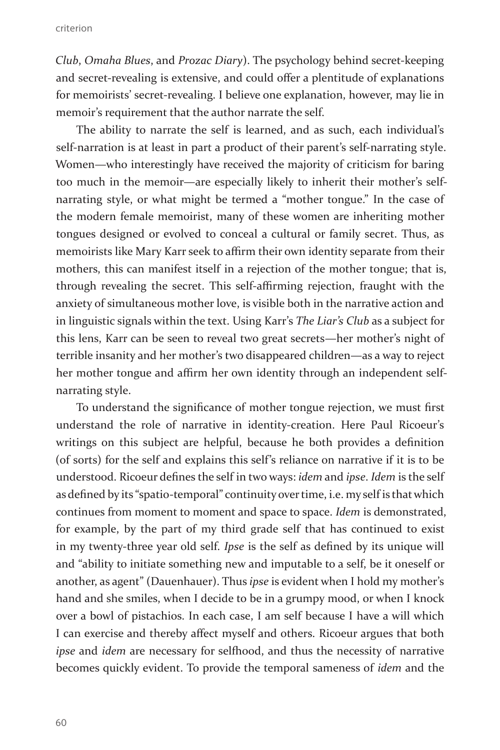*Club*, *Omaha Blues*, and *Prozac Diary*). The psychology behind secret-keeping and secret-revealing is extensive, and could offer a plentitude of explanations for memoirists' secret-revealing. I believe one explanation, however, may lie in memoir's requirement that the author narrate the self.

The ability to narrate the self is learned, and as such, each individual's self-narration is at least in part a product of their parent's self-narrating style. Women—who interestingly have received the majority of criticism for baring too much in the memoir—are especially likely to inherit their mother's self-narrating style, or what might be termed a "mother tongue." In the case of the modern female memoirist, many of these women are inheriting mother tongues designed or evolved to conceal a cultural or family secret. Thus, as memoirists like Mary Karr seek to affirm their own identity separate from their mothers, this can manifest itself in a rejection of the mother tongue; that is, through revealing the secret. This self-affirming rejection, fraught with the anxiety of simultaneous mother love, is visible both in the narrative action and in linguistic signals within the text. Using Karr's *The Liar's Club* as a subject for this lens, Karr can be seen to reveal two great secrets—her mother's night of terrible insanity and her mother's two disappeared children—as a way to reject her mother tongue and affirm her own identity through an independent self-narrating style.

To understand the significance of mother tongue rejection, we must first understand the role of narrative in identity-creation. Here Paul Ricoeur's writings on this subject are helpful, because he both provides a definition (of sorts) for the self and explains this self's reliance on narrative if it is to be understood. Ricoeur defines the self in two ways: *idem* and *ipse*. *Idem* is the self as defined by its "spatio-temporal" continuity over time, i.e. my self is that which continues from moment to moment and space to space. *Idem* is demonstrated, for example, by the part of my third grade self that has continued to exist in my twenty-three year old self. *Ipse* is the self as defined by its unique will and "ability to initiate something new and imputable to a self, be it oneself or another, as agent" (Dauenhauer). Thus *ipse* is evident when I hold my mother's hand and she smiles, when I decide to be in a grumpy mood, or when I knock over a bowl of pistachios. In each case, I am self because I have a will which I can exercise and thereby affect myself and others. Ricoeur argues that both *ipse* and *idem* are necessary for selfhood, and thus the necessity of narrative becomes quickly evident. To provide the temporal sameness of *idem* and the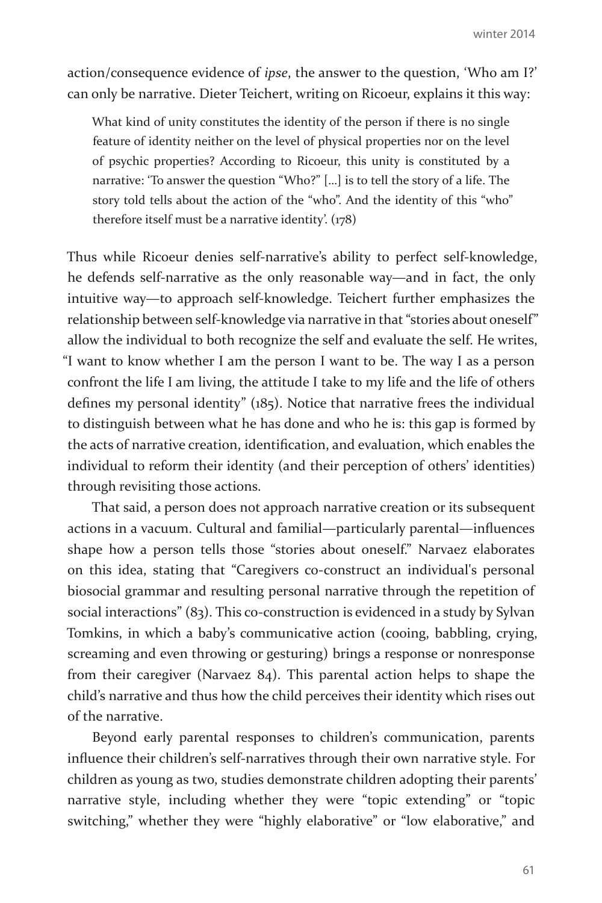action/consequence evidence of *ipse*, the answer to the question, 'Who am I?' can only be narrative. Dieter Teichert, writing on Ricoeur, explains it this way:

> What kind of unity constitutes the identity of the person if there is no single feature of identity neither on the level of physical properties nor on the level of psychic properties? According to Ricoeur, this unity is constituted by a narrative: 'To answer the question "Who?" [...] is to tell the story of a life. The story told tells about the action of the "who". And the identity of this "who" therefore itself must be a narrative identity'. (178)

Thus while Ricoeur denies self-narrative's ability to perfect self-knowledge, he defends self-narrative as the only reasonable way—and in fact, the only intuitive way—to approach self-knowledge. Teichert further emphasizes the relationship between self-knowledge via narrative in that "stories about oneself" allow the individual to both recognize the self and evaluate the self. He writes, "I want to know whether I am the person I want to be. The way I as a person confront the life I am living, the attitude I take to my life and the life of others defines my personal identity" (185). Notice that narrative frees the individual to distinguish between what he has done and who he is: this gap is formed by the acts of narrative creation, identification, and evaluation, which enables the individual to reform their identity (and their perception of others' identities) through revisiting those actions.

That said, a person does not approach narrative creation or its subsequent actions in a vacuum. Cultural and familial—particularly parental—influences shape how a person tells those "stories about oneself." Narvaez elaborates on this idea, stating that "Caregivers co-construct an individual's personal biosocial grammar and resulting personal narrative through the repetition of social interactions" (83). This co-construction is evidenced in a study by Sylvan Tomkins, in which a baby's communicative action (cooing, babbling, crying, screaming and even throwing or gesturing) brings a response or nonresponse from their caregiver (Narvaez 84). This parental action helps to shape the child's narrative and thus how the child perceives their identity which rises out of the narrative.

Beyond early parental responses to children's communication, parents influence their children's self-narratives through their own narrative style. For children as young as two, studies demonstrate children adopting their parents' narrative style, including whether they were "topic extending" or "topic switching," whether they were "highly elaborative" or "low elaborative," and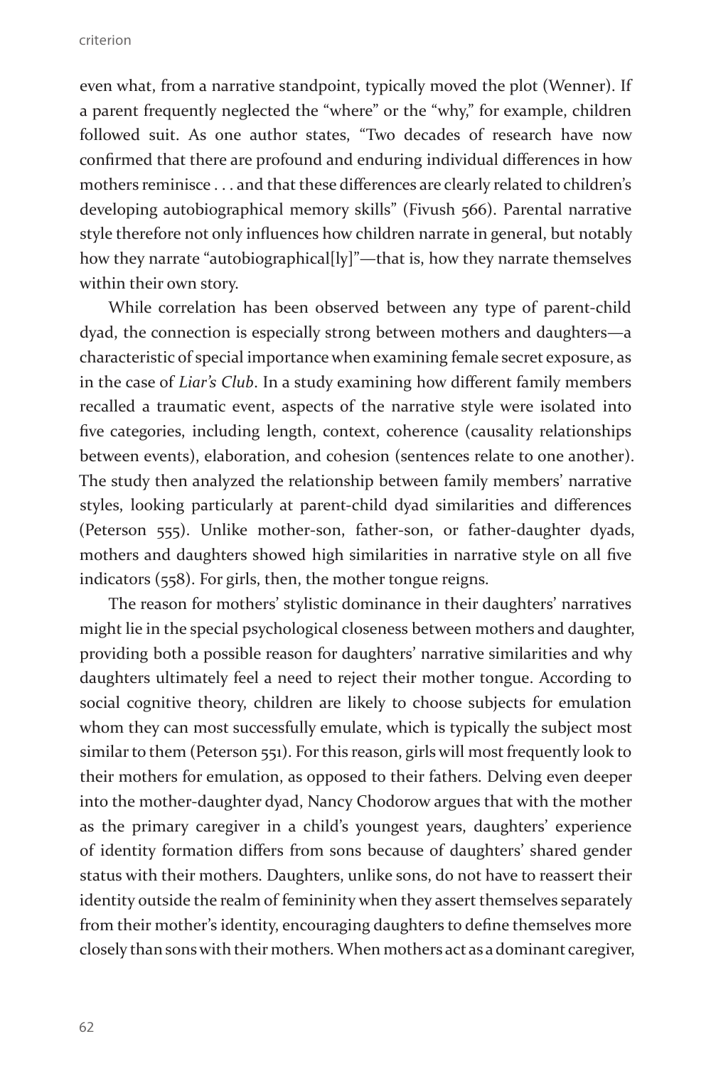even what, from a narrative standpoint, typically moved the plot (Wenner). If a parent frequently neglected the "where" or the "why," for example, children followed suit. As one author states, "Two decades of research have now confirmed that there are profound and enduring individual differences in how mothers reminisce . . . and that these differences are clearly related to children's developing autobiographical memory skills" (Fivush 566). Parental narrative style therefore not only influences how children narrate in general, but notably how they narrate "autobiographical[ly]"—that is, how they narrate themselves within their own story.

While correlation has been observed between any type of parent-child dyad, the connection is especially strong between mothers and daughters—a characteristic of special importance when examining female secret exposure, as in the case of *Liar's Club*. In a study examining how different family members recalled a traumatic event, aspects of the narrative style were isolated into five categories, including length, context, coherence (causality relationships between events), elaboration, and cohesion (sentences relate to one another). The study then analyzed the relationship between family members' narrative styles, looking particularly at parent-child dyad similarities and differences (Peterson 555). Unlike mother-son, father-son, or father-daughter dyads, mothers and daughters showed high similarities in narrative style on all five indicators (558). For girls, then, the mother tongue reigns.

The reason for mothers' stylistic dominance in their daughters' narratives might lie in the special psychological closeness between mothers and daughter, providing both a possible reason for daughters' narrative similarities and why daughters ultimately feel a need to reject their mother tongue. According to social cognitive theory, children are likely to choose subjects for emulation whom they can most successfully emulate, which is typically the subject most similar to them (Peterson 551). For this reason, girls will most frequently look to their mothers for emulation, as opposed to their fathers. Delving even deeper into the mother-daughter dyad, Nancy Chodorow argues that with the mother as the primary caregiver in a child's youngest years, daughters' experience of identity formation differs from sons because of daughters' shared gender status with their mothers. Daughters, unlike sons, do not have to reassert their identity outside the realm of femininity when they assert themselves separately from their mother's identity, encouraging daughters to define themselves more closely than sons with their mothers. When mothers act as a dominant caregiver,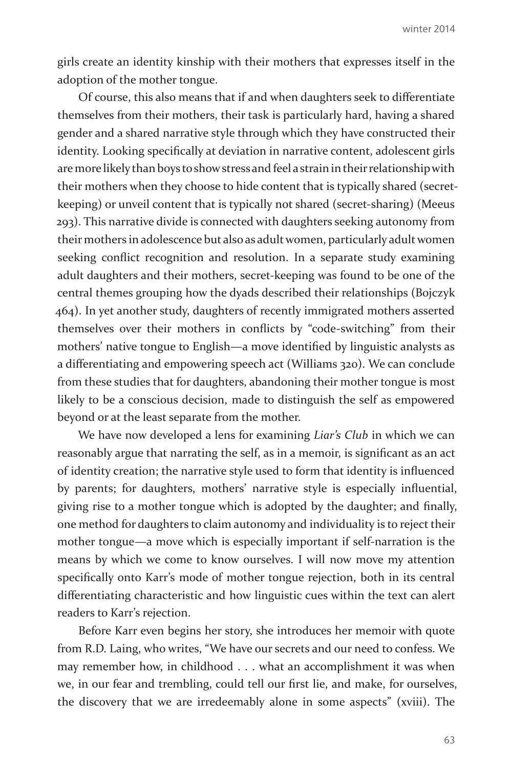girls create an identity kinship with their mothers that expresses itself in the adoption of the mother tongue.

Of course, this also means that if and when daughters seek to differentiate themselves from their mothers, their task is particularly hard, having a shared gender and a shared narrative style through which they have constructed their identity. Looking specifically at deviation in narrative content, adolescent girls are more likely than boys to show stress and feel a strain in their relationship with their mothers when they choose to hide content that is typically shared (secret-keeping) or unveil content that is typically not shared (secret-sharing) (Meeus 293). This narrative divide is connected with daughters seeking autonomy from their mothers in adolescence but also as adult women, particularly adult women seeking conflict recognition and resolution. In a separate study examining adult daughters and their mothers, secret-keeping was found to be one of the central themes grouping how the dyads described their relationships (Bojczyk 464). In yet another study, daughters of recently immigrated mothers asserted themselves over their mothers in conflicts by "code-switching" from their mothers' native tongue to English—a move identified by linguistic analysts as a differentiating and empowering speech act (Williams 320). We can conclude from these studies that for daughters, abandoning their mother tongue is most likely to be a conscious decision, made to distinguish the self as empowered beyond or at the least separate from the mother.

We have now developed a lens for examining *Liar's Club* in which we can reasonably argue that narrating the self, as in a memoir, is significant as an act of identity creation; the narrative style used to form that identity is influenced by parents; for daughters, mothers' narrative style is especially influential, giving rise to a mother tongue which is adopted by the daughter; and finally, one method for daughters to claim autonomy and individuality is to reject their mother tongue—a move which is especially important if self-narration is the means by which we come to know ourselves. I will now move my attention specifically onto Karr's mode of mother tongue rejection, both in its central differentiating characteristic and how linguistic cues within the text can alert readers to Karr's rejection.

Before Karr even begins her story, she introduces her memoir with quote from R.D. Laing, who writes, "We have our secrets and our need to confess. We may remember how, in childhood . . . what an accomplishment it was when we, in our fear and trembling, could tell our first lie, and make, for ourselves, the discovery that we are irredeemably alone in some aspects" (xviii). The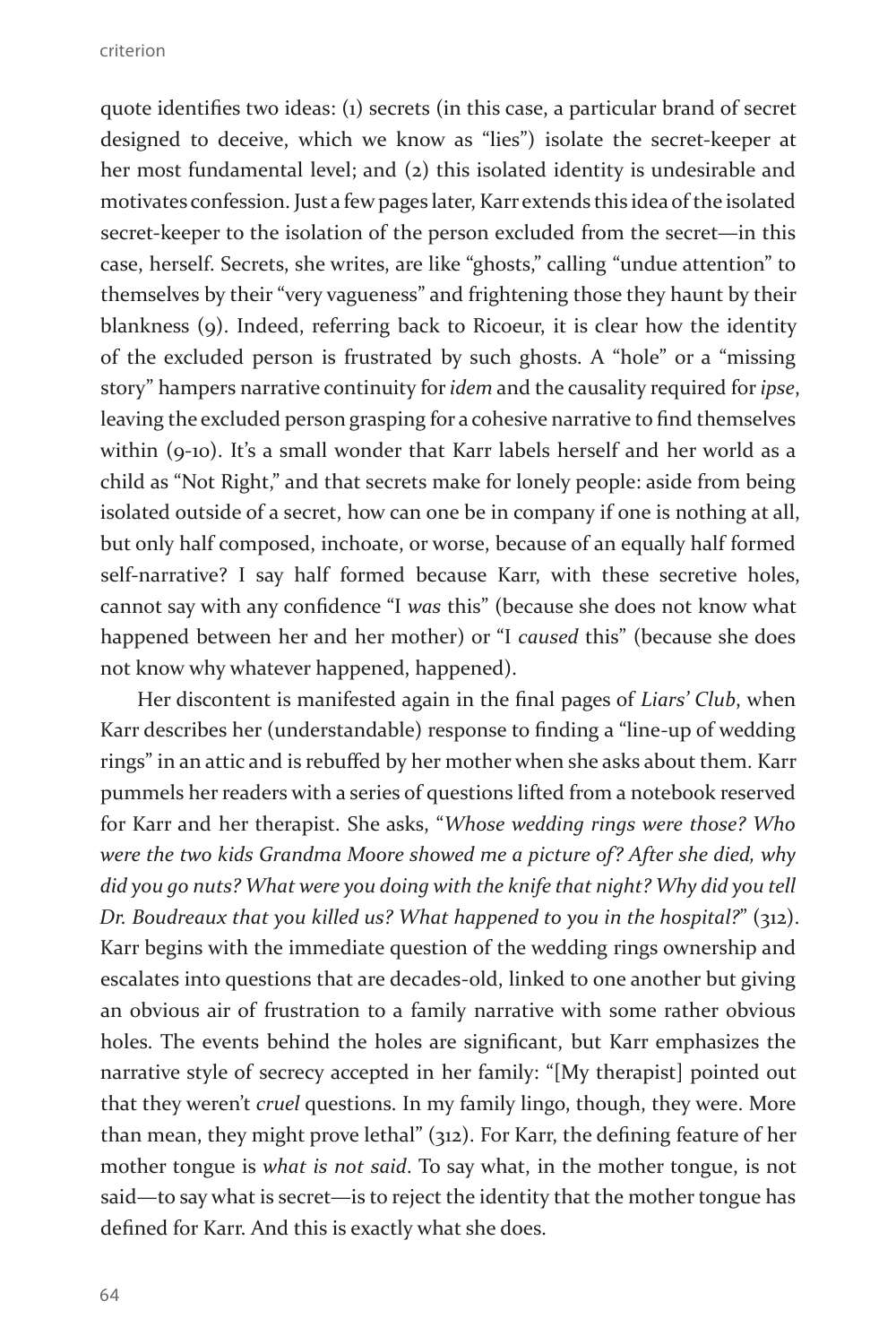quote identifies two ideas: (1) secrets (in this case, a particular brand of secret designed to deceive, which we know as "lies") isolate the secret-keeper at her most fundamental level; and (2) this isolated identity is undesirable and motivates confession. Just a few pages later, Karr extends this idea of the isolated secret-keeper to the isolation of the person excluded from the secret—in this case, herself. Secrets, she writes, are like "ghosts," calling "undue attention" to themselves by their "very vagueness" and frightening those they haunt by their blankness (9). Indeed, referring back to Ricoeur, it is clear how the identity of the excluded person is frustrated by such ghosts. A "hole" or a "missing story" hampers narrative continuity for *idem* and the causality required for *ipse*, leaving the excluded person grasping for a cohesive narrative to find themselves within (9-10). It's a small wonder that Karr labels herself and her world as a child as "Not Right," and that secrets make for lonely people: aside from being isolated outside of a secret, how can one be in company if one is nothing at all, but only half composed, inchoate, or worse, because of an equally half formed self-narrative? I say half formed because Karr, with these secretive holes, cannot say with any confidence "I *was* this" (because she does not know what happened between her and her mother) or "I *caused* this" (because she does not know why whatever happened, happened).

Her discontent is manifested again in the final pages of *Liars' Club*, when Karr describes her (understandable) response to finding a "line-up of wedding rings" in an attic and is rebuffed by her mother when she asks about them. Karr pummels her readers with a series of questions lifted from a notebook reserved for Karr and her therapist. She asks, "*Whose wedding rings were those? Who were the two kids Grandma Moore showed me a picture of? After she died, why did you go nuts? What were you doing with the knife that night? Why did you tell Dr. Boudreaux that you killed us? What happened to you in the hospital?*" (312). Karr begins with the immediate question of the wedding rings ownership and escalates into questions that are decades-old, linked to one another but giving an obvious air of frustration to a family narrative with some rather obvious holes. The events behind the holes are significant, but Karr emphasizes the narrative style of secrecy accepted in her family: "[My therapist] pointed out that they weren't *cruel* questions. In my family lingo, though, they were. More than mean, they might prove lethal" (312). For Karr, the defining feature of her mother tongue is *what is not said*. To say what, in the mother tongue, is not said—to say what is secret—is to reject the identity that the mother tongue has defined for Karr. And this is exactly what she does.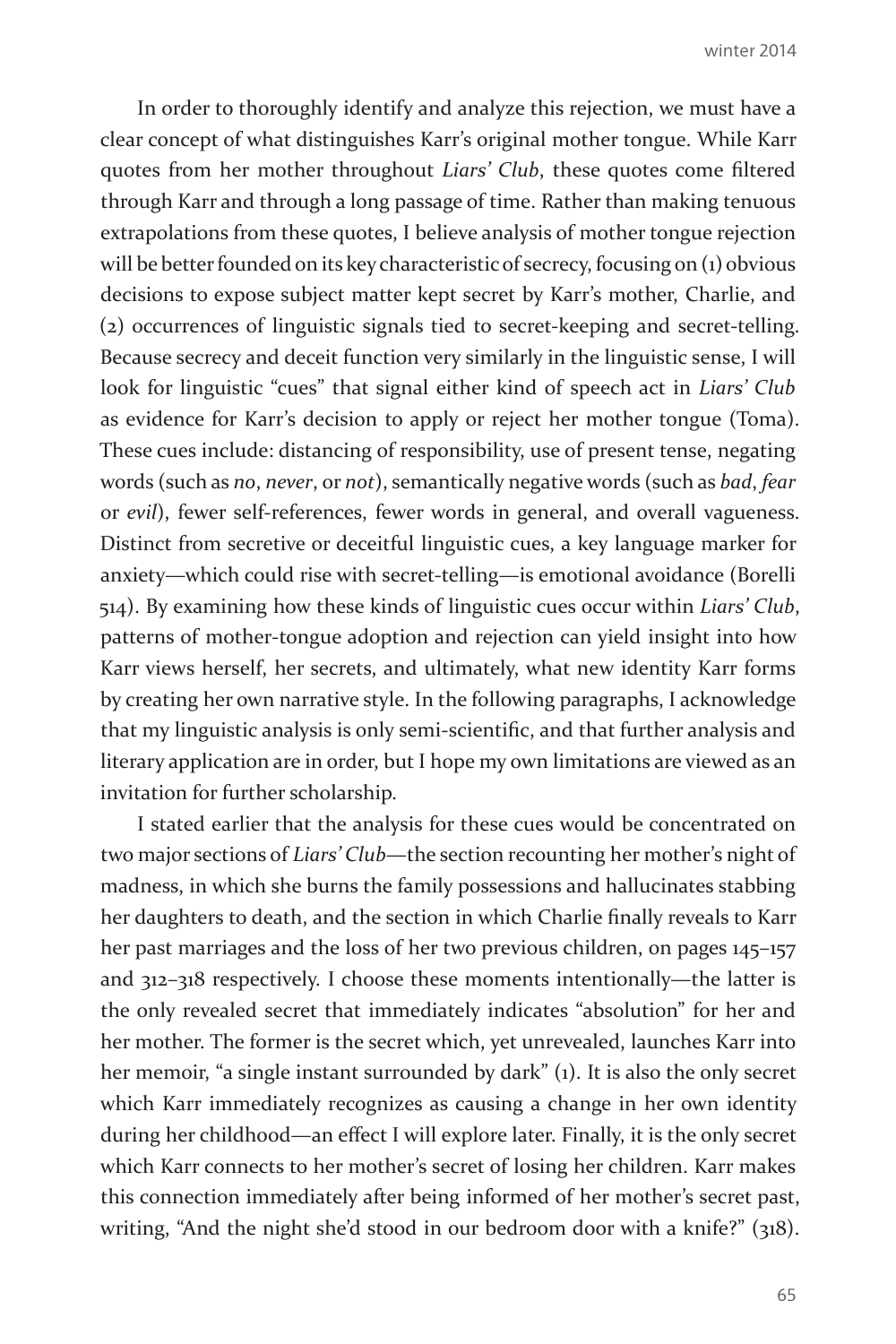In order to thoroughly identify and analyze this rejection, we must have a clear concept of what distinguishes Karr's original mother tongue. While Karr quotes from her mother throughout *Liars' Club*, these quotes come filtered through Karr and through a long passage of time. Rather than making tenuous extrapolations from these quotes, I believe analysis of mother tongue rejection will be better founded on its key characteristic of secrecy, focusing on (1) obvious decisions to expose subject matter kept secret by Karr's mother, Charlie, and (2) occurrences of linguistic signals tied to secret-keeping and secret-telling. Because secrecy and deceit function very similarly in the linguistic sense, I will look for linguistic "cues" that signal either kind of speech act in *Liars' Club* as evidence for Karr's decision to apply or reject her mother tongue (Toma). These cues include: distancing of responsibility, use of present tense, negating words (such as *no*, *never*, or *not*), semantically negative words (such as *bad*, *fear* or *evil*), fewer self-references, fewer words in general, and overall vagueness. Distinct from secretive or deceitful linguistic cues, a key language marker for anxiety—which could rise with secret-telling—is emotional avoidance (Borelli 514). By examining how these kinds of linguistic cues occur within *Liars' Club*, patterns of mother-tongue adoption and rejection can yield insight into how Karr views herself, her secrets, and ultimately, what new identity Karr forms by creating her own narrative style. In the following paragraphs, I acknowledge that my linguistic analysis is only semi-scientific, and that further analysis and literary application are in order, but I hope my own limitations are viewed as an invitation for further scholarship.

I stated earlier that the analysis for these cues would be concentrated on two major sections of *Liars' Club*—the section recounting her mother's night of madness, in which she burns the family possessions and hallucinates stabbing her daughters to death, and the section in which Charlie finally reveals to Karr her past marriages and the loss of her two previous children, on pages 145–157 and 312–318 respectively. I choose these moments intentionally—the latter is the only revealed secret that immediately indicates "absolution" for her and her mother. The former is the secret which, yet unrevealed, launches Karr into her memoir, "a single instant surrounded by dark" (1). It is also the only secret which Karr immediately recognizes as causing a change in her own identity during her childhood—an effect I will explore later. Finally, it is the only secret which Karr connects to her mother's secret of losing her children. Karr makes this connection immediately after being informed of her mother's secret past, writing, "And the night she'd stood in our bedroom door with a knife?" (318).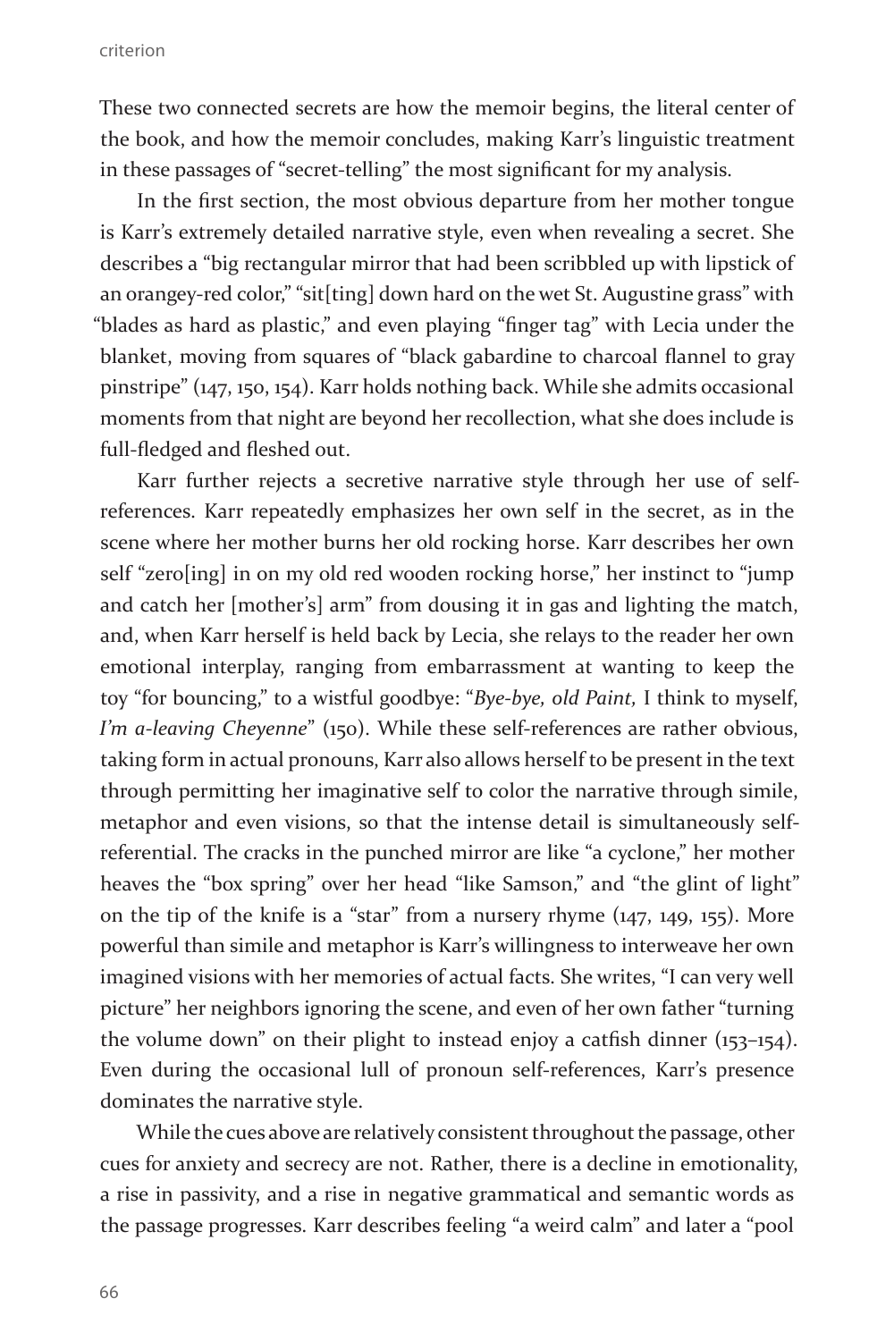These two connected secrets are how the memoir begins, the literal center of the book, and how the memoir concludes, making Karr's linguistic treatment in these passages of "secret-telling" the most significant for my analysis.

In the first section, the most obvious departure from her mother tongue is Karr's extremely detailed narrative style, even when revealing a secret. She describes a "big rectangular mirror that had been scribbled up with lipstick of an orangey-red color," "sit[ting] down hard on the wet St. Augustine grass" with "blades as hard as plastic," and even playing "finger tag" with Lecia under the blanket, moving from squares of "black gabardine to charcoal flannel to gray pinstripe" (147, 150, 154). Karr holds nothing back. While she admits occasional moments from that night are beyond her recollection, what she does include is full-fledged and fleshed out.

Karr further rejects a secretive narrative style through her use of self-references. Karr repeatedly emphasizes her own self in the secret, as in the scene where her mother burns her old rocking horse. Karr describes her own self "zero[ing] in on my old red wooden rocking horse," her instinct to "jump and catch her [mother's] arm" from dousing it in gas and lighting the match, and, when Karr herself is held back by Lecia, she relays to the reader her own emotional interplay, ranging from embarrassment at wanting to keep the toy "for bouncing," to a wistful goodbye: "*Bye-bye, old Paint,* I think to myself, *I'm a-leaving Cheyenne*" (150). While these self-references are rather obvious, taking form in actual pronouns, Karr also allows herself to be present in the text through permitting her imaginative self to color the narrative through simile, metaphor and even visions, so that the intense detail is simultaneously self-referential. The cracks in the punched mirror are like "a cyclone," her mother heaves the "box spring" over her head "like Samson," and "the glint of light" on the tip of the knife is a "star" from a nursery rhyme (147, 149, 155). More powerful than simile and metaphor is Karr's willingness to interweave her own imagined visions with her memories of actual facts. She writes, "I can very well picture" her neighbors ignoring the scene, and even of her own father "turning the volume down" on their plight to instead enjoy a catfish dinner (153–154). Even during the occasional lull of pronoun self-references, Karr's presence dominates the narrative style.

While the cues above are relatively consistent throughout the passage, other cues for anxiety and secrecy are not. Rather, there is a decline in emotionality, a rise in passivity, and a rise in negative grammatical and semantic words as the passage progresses. Karr describes feeling "a weird calm" and later a "pool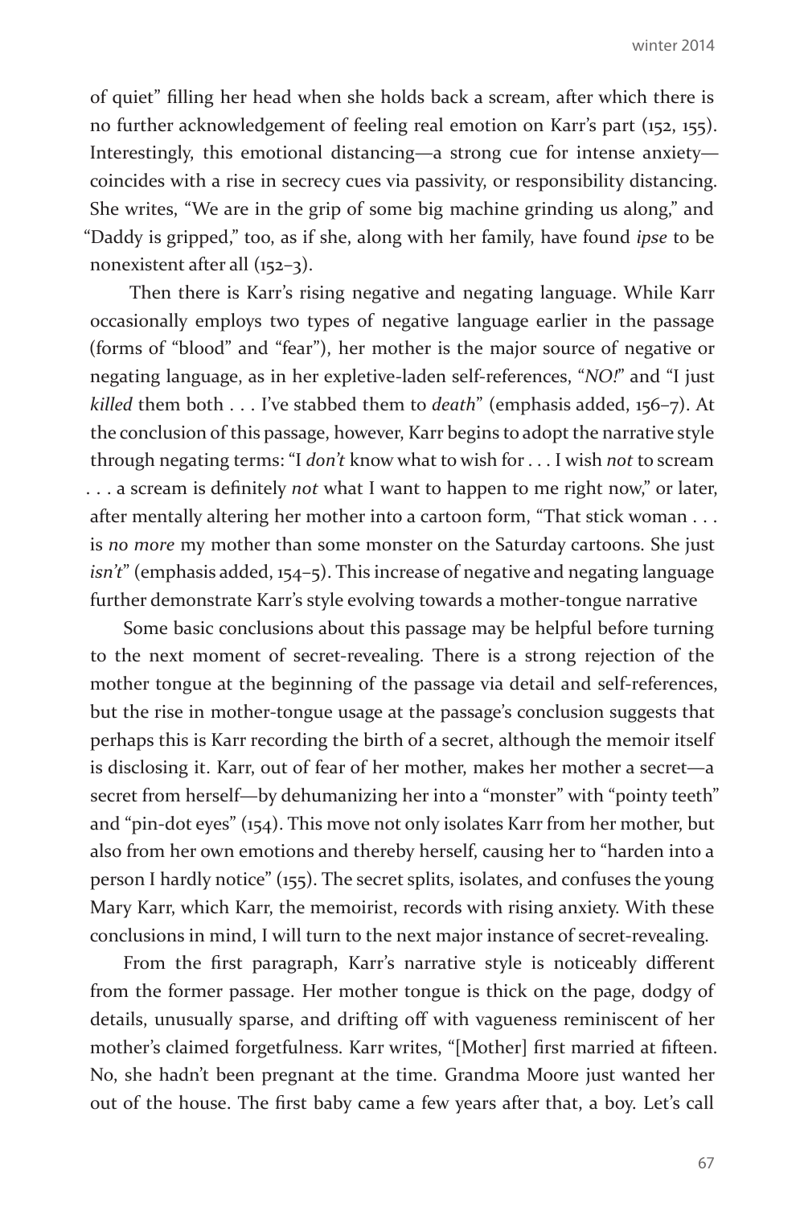of quiet" filling her head when she holds back a scream, after which there is no further acknowledgement of feeling real emotion on Karr's part (152, 155). Interestingly, this emotional distancing—a strong cue for intense anxiety—coincides with a rise in secrecy cues via passivity, or responsibility distancing. She writes, "We are in the grip of some big machine grinding us along," and "Daddy is gripped," too, as if she, along with her family, have found *ipse* to be nonexistent after all (152–3).

Then there is Karr's rising negative and negating language. While Karr occasionally employs two types of negative language earlier in the passage (forms of "blood" and "fear"), her mother is the major source of negative or negating language, as in her expletive-laden self-references, "*NO!*" and "I just *killed* them both . . . I've stabbed them to *death*" (emphasis added, 156–7). At the conclusion of this passage, however, Karr begins to adopt the narrative style through negating terms: "I *don't* know what to wish for . . . I wish *not* to scream . . . a scream is definitely *not* what I want to happen to me right now," or later, after mentally altering her mother into a cartoon form, "That stick woman . . . is *no more* my mother than some monster on the Saturday cartoons. She just *isn't*" (emphasis added, 154–5). This increase of negative and negating language further demonstrate Karr's style evolving towards a mother-tongue narrative

Some basic conclusions about this passage may be helpful before turning to the next moment of secret-revealing. There is a strong rejection of the mother tongue at the beginning of the passage via detail and self-references, but the rise in mother-tongue usage at the passage's conclusion suggests that perhaps this is Karr recording the birth of a secret, although the memoir itself is disclosing it. Karr, out of fear of her mother, makes her mother a secret—a secret from herself—by dehumanizing her into a "monster" with "pointy teeth" and "pin-dot eyes" (154). This move not only isolates Karr from her mother, but also from her own emotions and thereby herself, causing her to "harden into a person I hardly notice" (155). The secret splits, isolates, and confuses the young Mary Karr, which Karr, the memoirist, records with rising anxiety. With these conclusions in mind, I will turn to the next major instance of secret-revealing.

From the first paragraph, Karr's narrative style is noticeably different from the former passage. Her mother tongue is thick on the page, dodgy of details, unusually sparse, and drifting off with vagueness reminiscent of her mother's claimed forgetfulness. Karr writes, "[Mother] first married at fifteen. No, she hadn't been pregnant at the time. Grandma Moore just wanted her out of the house. The first baby came a few years after that, a boy. Let's call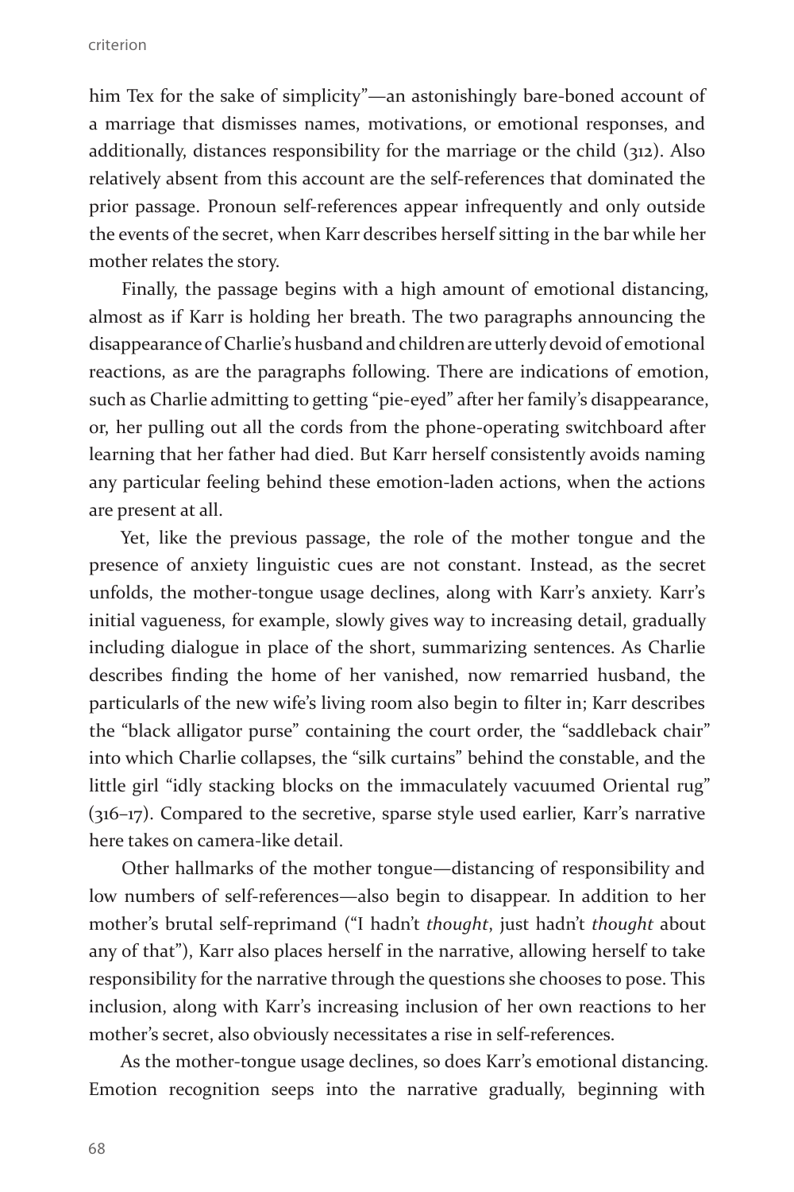him Tex for the sake of simplicity"—an astonishingly bare-boned account of a marriage that dismisses names, motivations, or emotional responses, and additionally, distances responsibility for the marriage or the child (312). Also relatively absent from this account are the self-references that dominated the prior passage. Pronoun self-references appear infrequently and only outside the events of the secret, when Karr describes herself sitting in the bar while her mother relates the story.

Finally, the passage begins with a high amount of emotional distancing, almost as if Karr is holding her breath. The two paragraphs announcing the disappearance of Charlie's husband and children are utterly devoid of emotional reactions, as are the paragraphs following. There are indications of emotion, such as Charlie admitting to getting "pie-eyed" after her family's disappearance, or, her pulling out all the cords from the phone-operating switchboard after learning that her father had died. But Karr herself consistently avoids naming any particular feeling behind these emotion-laden actions, when the actions are present at all.

Yet, like the previous passage, the role of the mother tongue and the presence of anxiety linguistic cues are not constant. Instead, as the secret unfolds, the mother-tongue usage declines, along with Karr's anxiety. Karr's initial vagueness, for example, slowly gives way to increasing detail, gradually including dialogue in place of the short, summarizing sentences. As Charlie describes finding the home of her vanished, now remarried husband, the particularls of the new wife's living room also begin to filter in; Karr describes the "black alligator purse" containing the court order, the "saddleback chair" into which Charlie collapses, the "silk curtains" behind the constable, and the little girl "idly stacking blocks on the immaculately vacuumed Oriental rug" (316–17). Compared to the secretive, sparse style used earlier, Karr's narrative here takes on camera-like detail.

Other hallmarks of the mother tongue—distancing of responsibility and low numbers of self-references—also begin to disappear. In addition to her mother's brutal self-reprimand ("I hadn't *thought*, just hadn't *thought* about any of that"), Karr also places herself in the narrative, allowing herself to take responsibility for the narrative through the questions she chooses to pose. This inclusion, along with Karr's increasing inclusion of her own reactions to her mother's secret, also obviously necessitates a rise in self-references.

As the mother-tongue usage declines, so does Karr's emotional distancing. Emotion recognition seeps into the narrative gradually, beginning with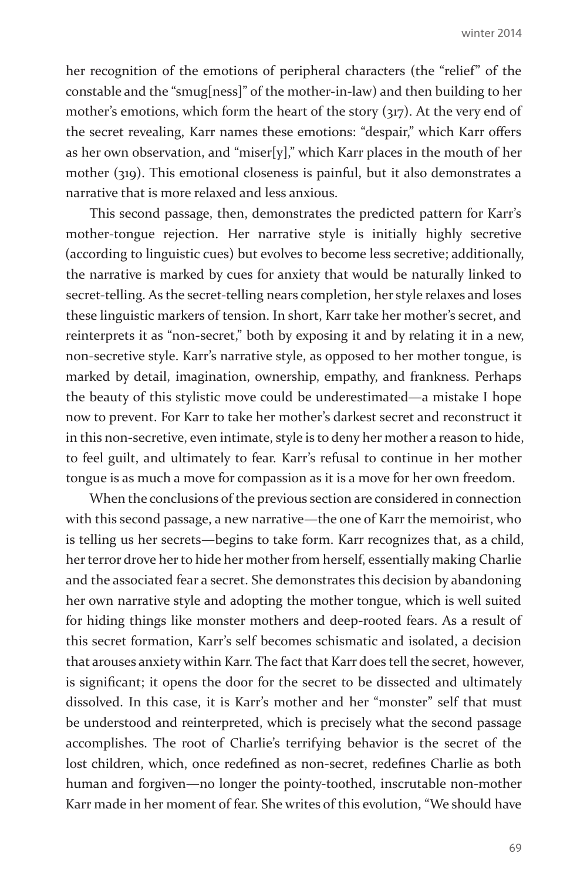her recognition of the emotions of peripheral characters (the "relief" of the constable and the "smug[ness]" of the mother-in-law) and then building to her mother's emotions, which form the heart of the story (317). At the very end of the secret revealing, Karr names these emotions: "despair," which Karr offers as her own observation, and "miser[y]," which Karr places in the mouth of her mother (319). This emotional closeness is painful, but it also demonstrates a narrative that is more relaxed and less anxious.

This second passage, then, demonstrates the predicted pattern for Karr's mother-tongue rejection. Her narrative style is initially highly secretive (according to linguistic cues) but evolves to become less secretive; additionally, the narrative is marked by cues for anxiety that would be naturally linked to secret-telling. As the secret-telling nears completion, her style relaxes and loses these linguistic markers of tension. In short, Karr take her mother's secret, and reinterprets it as "non-secret," both by exposing it and by relating it in a new, non-secretive style. Karr's narrative style, as opposed to her mother tongue, is marked by detail, imagination, ownership, empathy, and frankness. Perhaps the beauty of this stylistic move could be underestimated—a mistake I hope now to prevent. For Karr to take her mother's darkest secret and reconstruct it in this non-secretive, even intimate, style is to deny her mother a reason to hide, to feel guilt, and ultimately to fear. Karr's refusal to continue in her mother tongue is as much a move for compassion as it is a move for her own freedom.

When the conclusions of the previous section are considered in connection with this second passage, a new narrative—the one of Karr the memoirist, who is telling us her secrets—begins to take form. Karr recognizes that, as a child, her terror drove her to hide her mother from herself, essentially making Charlie and the associated fear a secret. She demonstrates this decision by abandoning her own narrative style and adopting the mother tongue, which is well suited for hiding things like monster mothers and deep-rooted fears. As a result of this secret formation, Karr's self becomes schismatic and isolated, a decision that arouses anxiety within Karr. The fact that Karr does tell the secret, however, is significant; it opens the door for the secret to be dissected and ultimately dissolved. In this case, it is Karr's mother and her "monster" self that must be understood and reinterpreted, which is precisely what the second passage accomplishes. The root of Charlie's terrifying behavior is the secret of the lost children, which, once redefined as non-secret, redefines Charlie as both human and forgiven—no longer the pointy-toothed, inscrutable non-mother Karr made in her moment of fear. She writes of this evolution, "We should have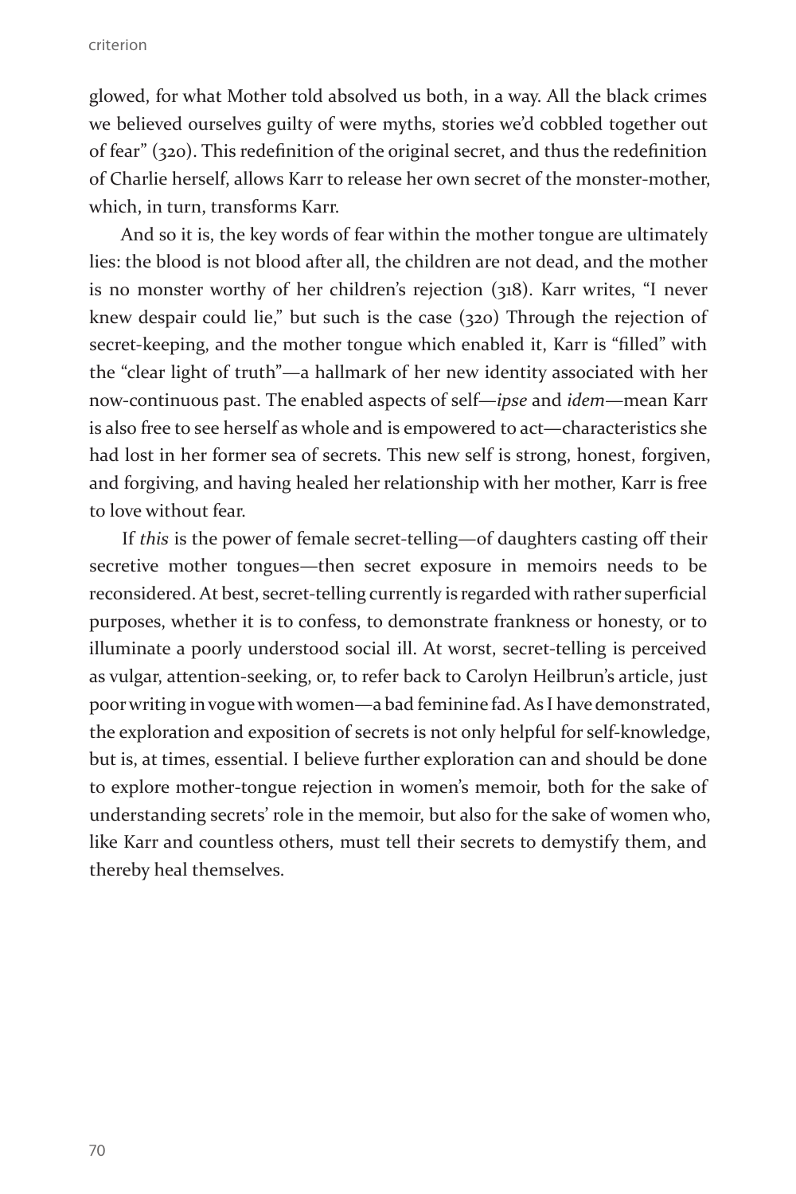glowed, for what Mother told absolved us both, in a way. All the black crimes we believed ourselves guilty of were myths, stories we'd cobbled together out of fear" (320). This redefinition of the original secret, and thus the redefinition of Charlie herself, allows Karr to release her own secret of the monster-mother, which, in turn, transforms Karr.

And so it is, the key words of fear within the mother tongue are ultimately lies: the blood is not blood after all, the children are not dead, and the mother is no monster worthy of her children's rejection (318). Karr writes, "I never knew despair could lie," but such is the case (320) Through the rejection of secret-keeping, and the mother tongue which enabled it, Karr is "filled" with the "clear light of truth"—a hallmark of her new identity associated with her now-continuous past. The enabled aspects of self—*ipse* and *idem*—mean Karr is also free to see herself as whole and is empowered to act—characteristics she had lost in her former sea of secrets. This new self is strong, honest, forgiven, and forgiving, and having healed her relationship with her mother, Karr is free to love without fear.

If *this* is the power of female secret-telling—of daughters casting off their secretive mother tongues—then secret exposure in memoirs needs to be reconsidered. At best, secret-telling currently is regarded with rather superficial purposes, whether it is to confess, to demonstrate frankness or honesty, or to illuminate a poorly understood social ill. At worst, secret-telling is perceived as vulgar, attention-seeking, or, to refer back to Carolyn Heilbrun's article, just poor writing in vogue with women—a bad feminine fad. As I have demonstrated, the exploration and exposition of secrets is not only helpful for self-knowledge, but is, at times, essential. I believe further exploration can and should be done to explore mother-tongue rejection in women's memoir, both for the sake of understanding secrets' role in the memoir, but also for the sake of women who, like Karr and countless others, must tell their secrets to demystify them, and thereby heal themselves.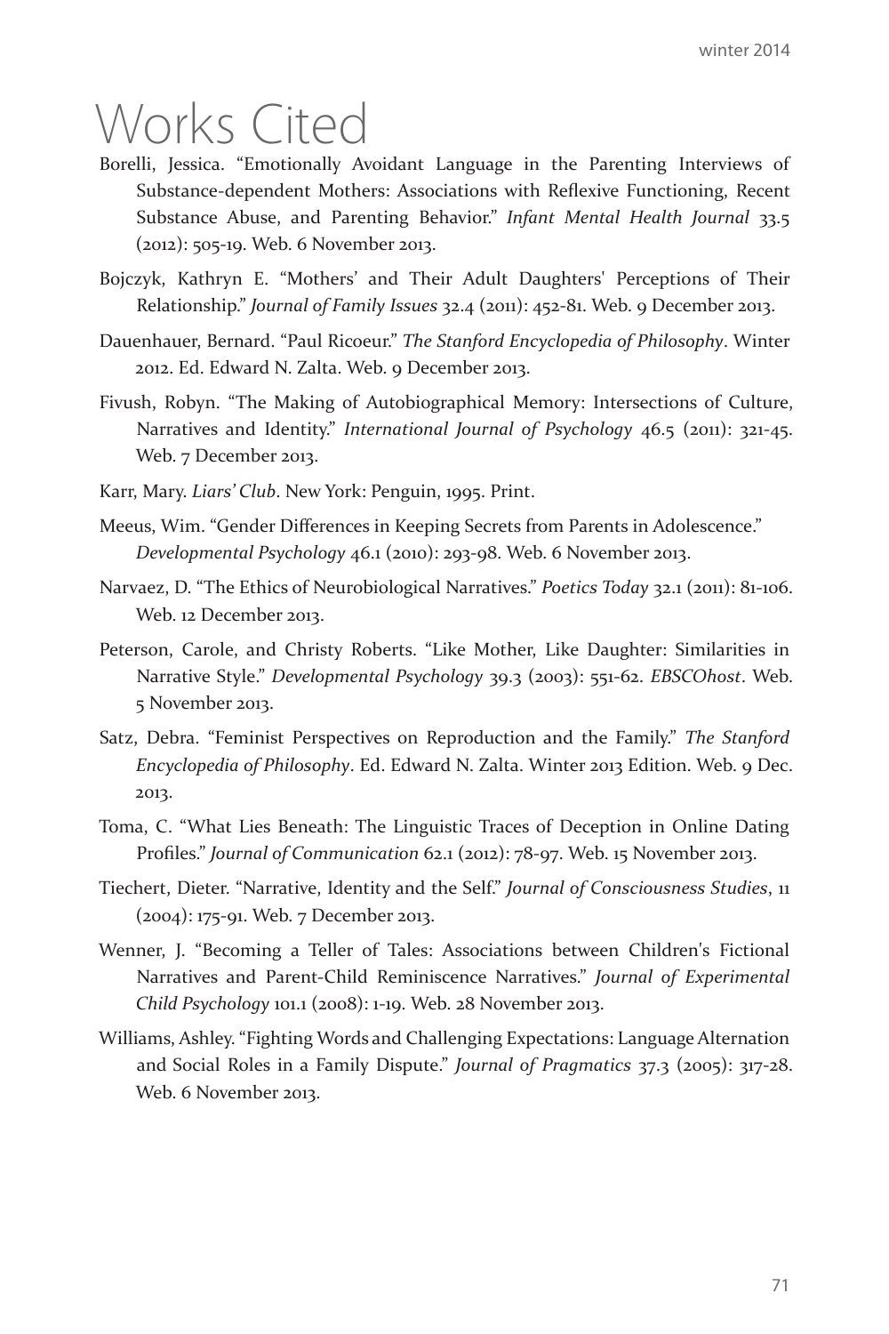# Works Cited

Borelli, Jessica. "Emotionally Avoidant Language in the Parenting Interviews of Substance-dependent Mothers: Associations with Reflexive Functioning, Recent Substance Abuse, and Parenting Behavior." *Infant Mental Health Journal* 33.5 (2012): 505-19. Web. 6 November 2013.

Bojczyk, Kathryn E. "Mothers' and Their Adult Daughters' Perceptions of Their Relationship." *Journal of Family Issues* 32.4 (2011): 452-81. Web. 9 December 2013.

Dauenhauer, Bernard. "Paul Ricoeur." *The Stanford Encyclopedia of Philosophy*. Winter 2012. Ed. Edward N. Zalta. Web. 9 December 2013.

Fivush, Robyn. "The Making of Autobiographical Memory: Intersections of Culture, Narratives and Identity." *International Journal of Psychology* 46.5 (2011): 321-45. Web. 7 December 2013.

Karr, Mary. *Liars' Club*. New York: Penguin, 1995. Print.

Meeus, Wim. "Gender Differences in Keeping Secrets from Parents in Adolescence." *Developmental Psychology* 46.1 (2010): 293-98. Web. 6 November 2013.

Narvaez, D. "The Ethics of Neurobiological Narratives." *Poetics Today* 32.1 (2011): 81-106. Web. 12 December 2013.

Peterson, Carole, and Christy Roberts. "Like Mother, Like Daughter: Similarities in Narrative Style." *Developmental Psychology* 39.3 (2003): 551-62. *EBSCOhost*. Web. 5 November 2013.

Satz, Debra. "Feminist Perspectives on Reproduction and the Family." *The Stanford Encyclopedia of Philosophy*. Ed. Edward N. Zalta. Winter 2013 Edition. Web. 9 Dec. 2013.

Toma, C. "What Lies Beneath: The Linguistic Traces of Deception in Online Dating Profiles." *Journal of Communication* 62.1 (2012): 78-97. Web. 15 November 2013.

Tiechert, Dieter. "Narrative, Identity and the Self." *Journal of Consciousness Studies*, 11 (2004): 175-91. Web. 7 December 2013.

Wenner, J. "Becoming a Teller of Tales: Associations between Children's Fictional Narratives and Parent-Child Reminiscence Narratives." *Journal of Experimental Child Psychology* 101.1 (2008): 1-19. Web. 28 November 2013.

Williams, Ashley. "Fighting Words and Challenging Expectations: Language Alternation and Social Roles in a Family Dispute." *Journal of Pragmatics* 37.3 (2005): 317-28. Web. 6 November 2013.